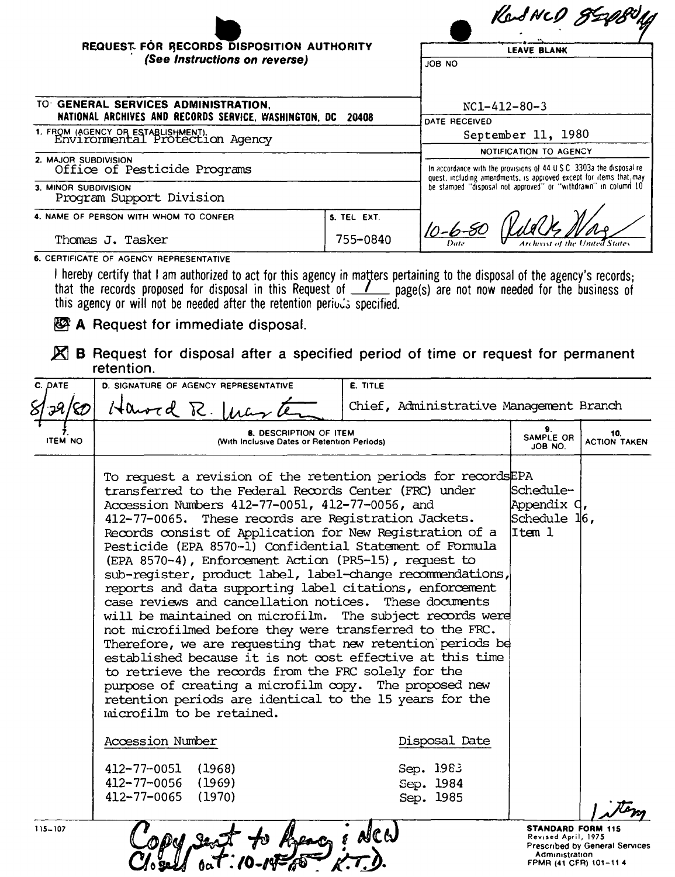Ret NCD 85-080 [handwritten]

**REQUEST FOR RECORDS DISPOSITION AUTHORITY**
*(See Instructions on reverse)*

| LEAVE BLANK |
|---|
| JOB NO: NC1-412-80-3 |
| DATE RECEIVED: September 11, 1980 |
| NOTIFICATION TO AGENCY: In accordance with the provisions of 44 U.S.C. 3303a the disposal request, including amendments, is approved except for items that may be stamped "disposal not approved" or "withdrawn" in column 10 |
| 10-6-80 [signature] Date / Archivist of the United States |

TO: **GENERAL SERVICES ADMINISTRATION, NATIONAL ARCHIVES AND RECORDS SERVICE, WASHINGTON, DC 20408**

1. FROM (AGENCY OR ESTABLISHMENT): Environmental Protection Agency
2. MAJOR SUBDIVISION: Office of Pesticide Programs
3. MINOR SUBDIVISION: Program Support Division
4. NAME OF PERSON WITH WHOM TO CONFER: Thomas J. Tasker
5. TEL. EXT.: 755-0840

6. CERTIFICATE OF AGENCY REPRESENTATIVE

I hereby certify that I am authorized to act for this agency in matters pertaining to the disposal of the agency's records; that the records proposed for disposal in this Request of 1 page(s) are not now needed for the business of this agency or will not be needed after the retention periods specified.

☐ **A** Request for immediate disposal.

☒ **B** Request for disposal after a specified period of time or request for permanent retention.

| C. DATE | D. SIGNATURE OF AGENCY REPRESENTATIVE | E. TITLE |
|---|---|---|
| 8/29/80 | Harold R. Masters [signature] | Chief, Administrative Management Branch |

| 7. ITEM NO | 8. DESCRIPTION OF ITEM (With Inclusive Dates or Retention Periods) | 9. SAMPLE OR JOB NO. | 10. ACTION TAKEN |
|---|---|---|---|
| | To request a revision of the retention periods for records transferred to the Federal Records Center (FRC) under Accession Numbers 412-77-0051, 412-77-0056, and 412-77-0065. These records are Registration Jackets. Records consist of Application for New Registration of a Pesticide (EPA 8570-1) Confidential Statement of Formula (EPA 8570-4), Enforcement Action (PR5-15), request to sub-register, product label, label-change recommendations, reports and data supporting label citations, enforcement case reviews and cancellation notices. These documents will be maintained on microfilm. The subject records were not microfilmed before they were transferred to the FRC. Therefore, we are requesting that new retention periods be established because it is not cost effective at this time to retrieve the records from the FRC solely for the purpose of creating a microfilm copy. The proposed new retention periods are identical to the 15 years for the microfilm to be retained. | EPA Schedule-Appendix C, Schedule 16, Item 1 | |

| Accession Number | Disposal Date |
|---|---|
| 412-77-0051 (1968) | Sep. 1983 |
| 412-77-0056 (1969) | Sep. 1984 |
| 412-77-0065 (1970) | Sep. 1985 |

1 item [handwritten]

Copy sent to Agency & NCW
Closed Oct: 10-14-80 K.T.D. [handwritten]

115-107

**STANDARD FORM 115**
Revised April, 1975
Prescribed by General Services Administration
FPMR (41 CFR) 101-11.4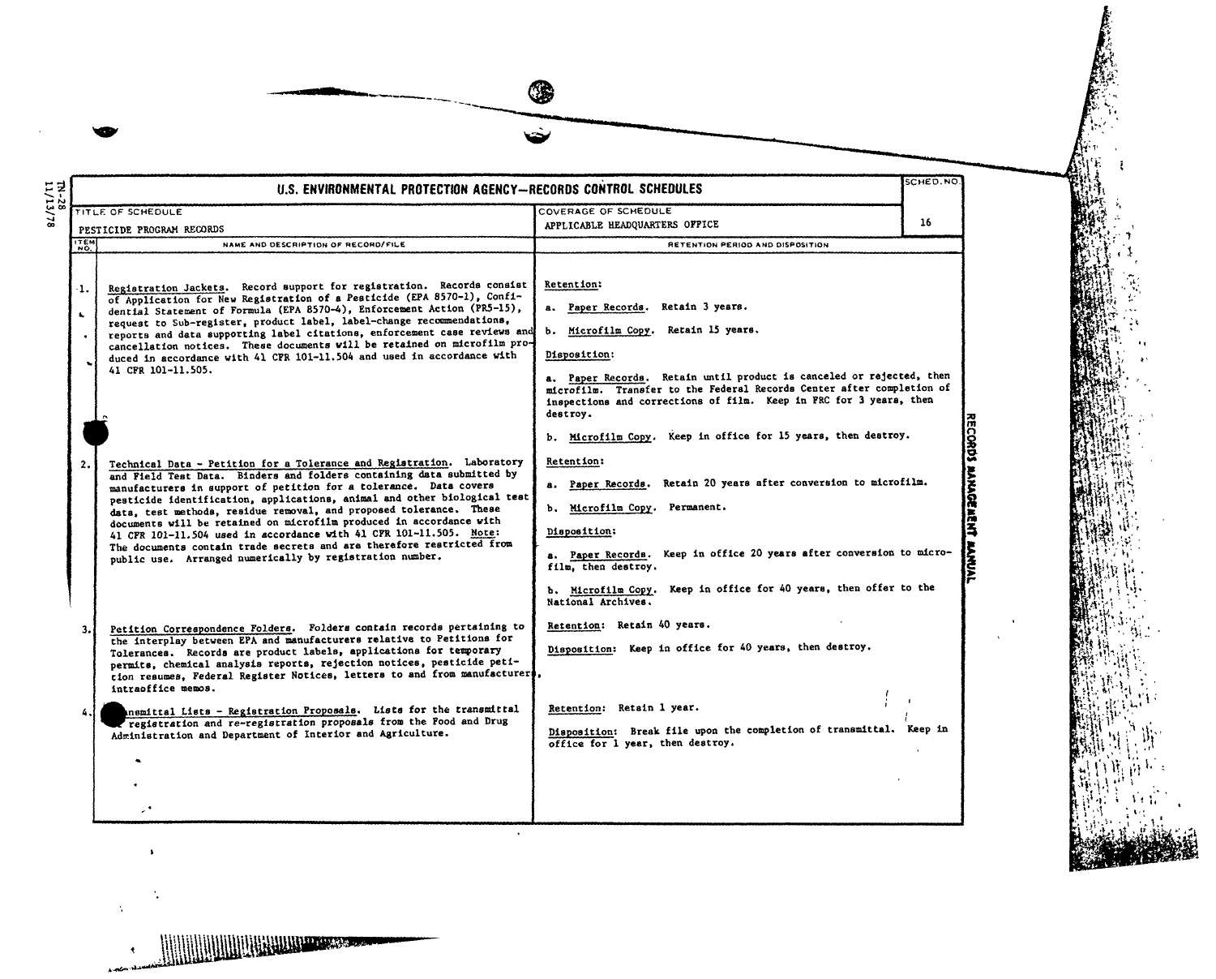# U.S. ENVIRONMENTAL PROTECTION AGENCY—RECORDS CONTROL SCHEDULES

TN-28
11/13/78

| TITLE OF SCHEDULE | COVERAGE OF SCHEDULE | SCHED. NO. |
|---|---|---|
| PESTICIDE PROGRAM RECORDS | APPLICABLE HEADQUARTERS OFFICE | 16 |

| ITEM NO. | NAME AND DESCRIPTION OF RECORD/FILE | RETENTION PERIOD AND DISPOSITION |
|---|---|---|
| 1. | Registration Jackets. Record support for registration. Records consist of Application for New Registration of a Pesticide (EPA 8570-1), Confidential Statement of Formula (EPA 8570-4), Enforcement Action (PR5-15), request to Sub-register, product label, label-change recommendations, reports and data supporting label citations, enforcement case reviews and cancellation notices. These documents will be retained on microfilm produced in accordance with 41 CFR 101-11.504 and used in accordance with 41 CFR 101-11.505. | Retention:<br><br>a. Paper Records. Retain 3 years.<br><br>b. Microfilm Copy. Retain 15 years.<br><br>Disposition:<br><br>a. Paper Records. Retain until product is canceled or rejected, then microfilm. Transfer to the Federal Records Center after completion of inspections and corrections of film. Keep in FRC for 3 years, then destroy.<br><br>b. Microfilm Copy. Keep in office for 15 years, then destroy. |
| 2. | Technical Data - Petition for a Tolerance and Registration. Laboratory and Field Test Data. Binders and folders containing data submitted by manufacturers in support of petition for a tolerance. Data covers pesticide identification, applications, animal and other biological test data, test methods, residue removal, and proposed tolerance. These documents will be retained on microfilm produced in accordance with 41 CFR 101-11.504 used in accordance with 41 CFR 101-11.505. Note: The documents contain trade secrets and are therefore restricted from public use. Arranged numerically by registration number. | Retention:<br><br>a. Paper Records. Retain 20 years after conversion to microfilm.<br><br>b. Microfilm Copy. Permanent.<br><br>Disposition:<br><br>a. Paper Records. Keep in office 20 years after conversion to microfilm, then destroy.<br><br>b. Microfilm Copy. Keep in office for 40 years, then offer to the National Archives. |
| 3. | Petition Correspondence Folders. Folders contain records pertaining to the interplay between EPA and manufacturers relative to Petitions for Tolerances. Records are product labels, applications for temporary permits, chemical analysis reports, rejection notices, pesticide petition resumes, Federal Register Notices, letters to and from manufacturers, intraoffice memos. | Retention: Retain 40 years.<br><br>Disposition: Keep in office for 40 years, then destroy. |
| 4. | Transmittal Lists - Registration Proposals. Lists for the transmittal of registration and re-registration proposals from the Food and Drug Administration and Department of Interior and Agriculture. | Retention: Retain 1 year.<br><br>Disposition: Break file upon the completion of transmittal. Keep in office for 1 year, then destroy. |

RECORDS MANAGEMENT MANUAL